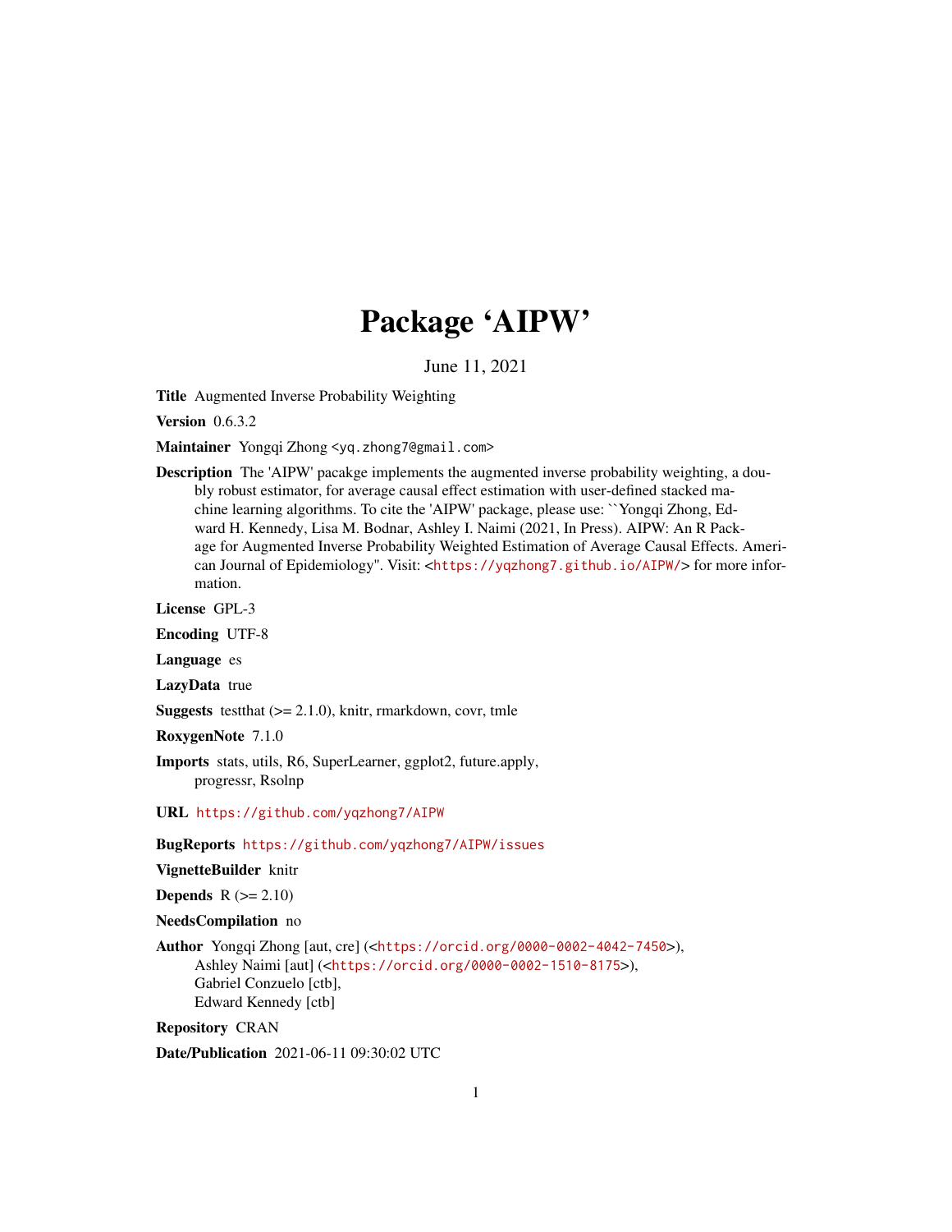# Package 'AIPW'

June 11, 2021

**Title** Augmented Inverse Probability Weighting

**Version** 0.6.3.2

**Maintainer** Yongqi Zhong <yq.zhong7@gmail.com>

**Description** The 'AIPW' pacakge implements the augmented inverse probability weighting, a doubly robust estimator, for average causal effect estimation with user-defined stacked machine learning algorithms. To cite the 'AIPW' package, please use: ``Yongqi Zhong, Edward H. Kennedy, Lisa M. Bodnar, Ashley I. Naimi (2021, In Press). AIPW: An R Package for Augmented Inverse Probability Weighted Estimation of Average Causal Effects. American Journal of Epidemiology''. Visit: <https://yqzhong7.github.io/AIPW/> for more information.

**License** GPL-3

**Encoding** UTF-8

**Language** es

**LazyData** true

**Suggests** testthat (>= 2.1.0), knitr, rmarkdown, covr, tmle

**RoxygenNote** 7.1.0

**Imports** stats, utils, R6, SuperLearner, ggplot2, future.apply, progressr, Rsolnp

**URL** https://github.com/yqzhong7/AIPW

**BugReports** https://github.com/yqzhong7/AIPW/issues

**VignetteBuilder** knitr

**Depends** R (>= 2.10)

**NeedsCompilation** no

**Author** Yongqi Zhong [aut, cre] (<https://orcid.org/0000-0002-4042-7450>),
Ashley Naimi [aut] (<https://orcid.org/0000-0002-1510-8175>),
Gabriel Conzuelo [ctb],
Edward Kennedy [ctb]

**Repository** CRAN

**Date/Publication** 2021-06-11 09:30:02 UTC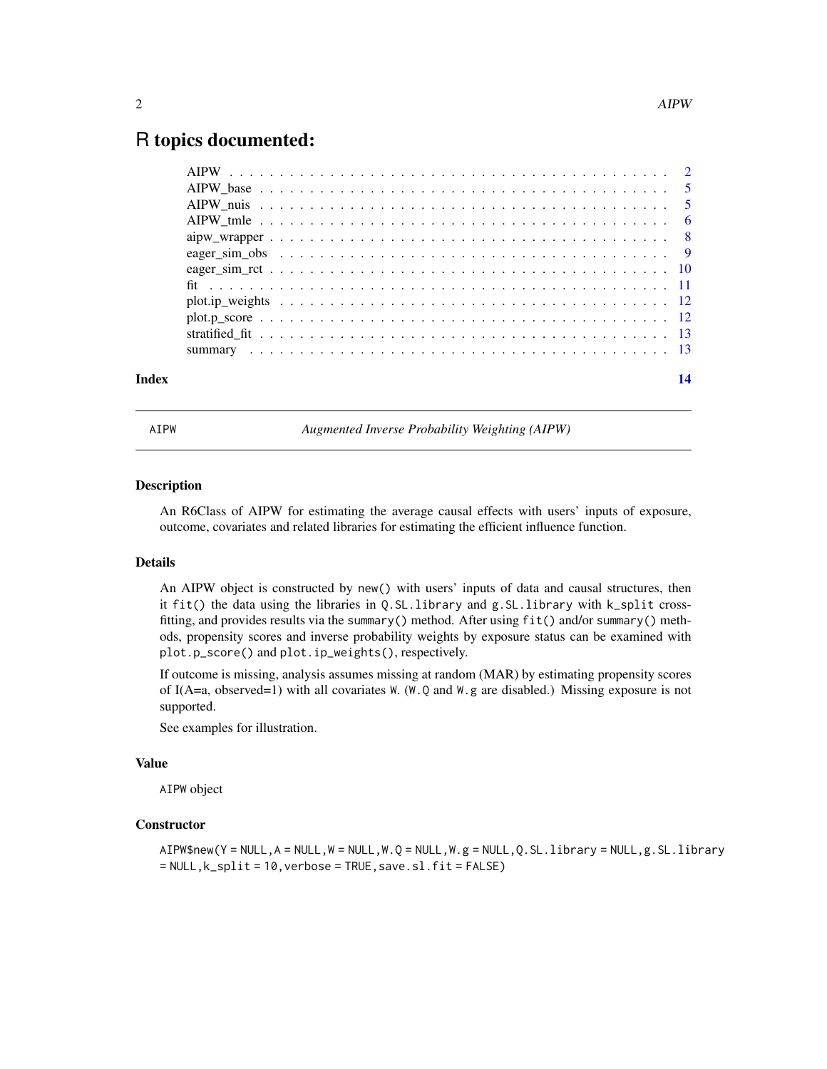# R topics documented:

AIPW . . . . . . . . . . . . . . . . . . . . . . . . . . . . . . . . . . . . . . . . . . 2
AIPW_base . . . . . . . . . . . . . . . . . . . . . . . . . . . . . . . . . . . . . . . 5
AIPW_nuis . . . . . . . . . . . . . . . . . . . . . . . . . . . . . . . . . . . . . . . 5
AIPW_tmle . . . . . . . . . . . . . . . . . . . . . . . . . . . . . . . . . . . . . . . 6
aipw_wrapper . . . . . . . . . . . . . . . . . . . . . . . . . . . . . . . . . . . . . 8
eager_sim_obs . . . . . . . . . . . . . . . . . . . . . . . . . . . . . . . . . . . . 9
eager_sim_rct . . . . . . . . . . . . . . . . . . . . . . . . . . . . . . . . . . . . 10
fit . . . . . . . . . . . . . . . . . . . . . . . . . . . . . . . . . . . . . . . . . . 11
plot.ip_weights . . . . . . . . . . . . . . . . . . . . . . . . . . . . . . . . . . . 12
plot.p_score . . . . . . . . . . . . . . . . . . . . . . . . . . . . . . . . . . . . . 12
stratified_fit . . . . . . . . . . . . . . . . . . . . . . . . . . . . . . . . . . . . 13
summary . . . . . . . . . . . . . . . . . . . . . . . . . . . . . . . . . . . . . . . 13

**Index** **14**

---

## AIPW — *Augmented Inverse Probability Weighting (AIPW)*

---

### Description

An R6Class of AIPW for estimating the average causal effects with users' inputs of exposure, outcome, covariates and related libraries for estimating the efficient influence function.

### Details

An AIPW object is constructed by `new()` with users' inputs of data and causal structures, then it `fit()` the data using the libraries in `Q.SL.library` and `g.SL.library` with `k_split` cross-fitting, and provides results via the `summary()` method. After using `fit()` and/or `summary()` methods, propensity scores and inverse probability weights by exposure status can be examined with `plot.p_score()` and `plot.ip_weights()`, respectively.

If outcome is missing, analysis assumes missing at random (MAR) by estimating propensity scores of I(A=a, observed=1) with all covariates `W`. (`W.Q` and `W.g` are disabled.) Missing exposure is not supported.

See examples for illustration.

### Value

`AIPW` object

### Constructor

```
AIPW$new(Y = NULL,A = NULL,W = NULL,W.Q = NULL,W.g = NULL,Q.SL.library = NULL,g.SL.library
= NULL,k_split = 10,verbose = TRUE,save.sl.fit = FALSE)
```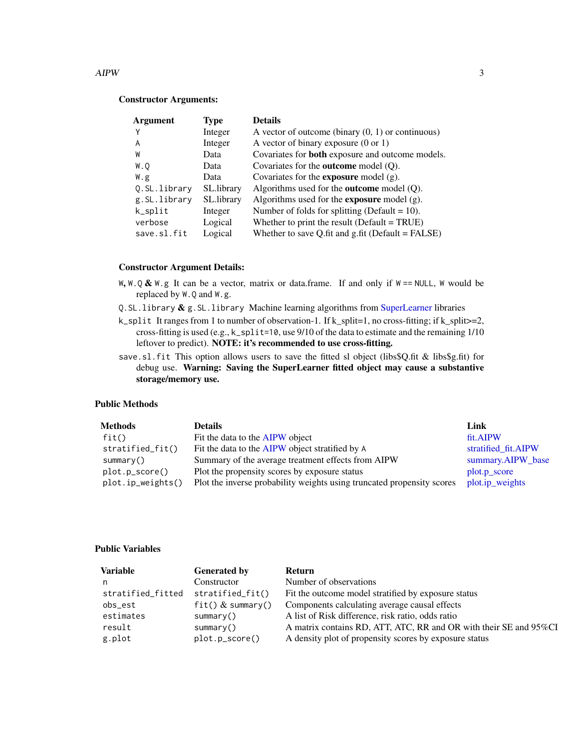**Constructor Arguments:**

| Argument | Type | Details |
| --- | --- | --- |
| `Y` | Integer | A vector of outcome (binary (0, 1) or continuous) |
| `A` | Integer | A vector of binary exposure (0 or 1) |
| `W` | Data | Covariates for **both** exposure and outcome models. |
| `W.Q` | Data | Covariates for the **outcome** model (Q). |
| `W.g` | Data | Covariates for the **exposure** model (g). |
| `Q.SL.library` | SL.library | Algorithms used for the **outcome** model (Q). |
| `g.SL.library` | SL.library | Algorithms used for the **exposure** model (g). |
| `k_split` | Integer | Number of folds for splitting (Default = 10). |
| `verbose` | Logical | Whether to print the result (Default = TRUE) |
| `save.sl.fit` | Logical | Whether to save Q.fit and g.fit (Default = FALSE) |

**Constructor Argument Details:**

`W`**,** `W.Q` **&** `W.g` It can be a vector, matrix or data.frame. If and only if `W == NULL`, `W` would be replaced by `W.Q` and `W.g`.

`Q.SL.library` **&** `g.SL.library` Machine learning algorithms from SuperLearner libraries

`k_split` It ranges from 1 to number of observation-1. If k_split=1, no cross-fitting; if k_split>=2, cross-fitting is used (e.g., `k_split=10`, use 9/10 of the data to estimate and the remaining 1/10 leftover to predict). **NOTE: it's recommended to use cross-fitting.**

`save.sl.fit` This option allows users to save the fitted sl object (libs$Q.fit & libs$g.fit) for debug use. **Warning: Saving the SuperLearner fitted object may cause a substantive storage/memory use.**

**Public Methods**

| Methods | Details | Link |
| --- | --- | --- |
| `fit()` | Fit the data to the AIPW object | fit.AIPW |
| `stratified_fit()` | Fit the data to the AIPW object stratified by `A` | stratified_fit.AIPW |
| `summary()` | Summary of the average treatment effects from AIPW | summary.AIPW_base |
| `plot.p_score()` | Plot the propensity scores by exposure status | plot.p_score |
| `plot.ip_weights()` | Plot the inverse probability weights using truncated propensity scores | plot.ip_weights |

**Public Variables**

| Variable | Generated by | Return |
| --- | --- | --- |
| `n` | Constructor | Number of observations |
| `stratified_fitted` | `stratified_fit()` | Fit the outcome model stratified by exposure status |
| `obs_est` | `fit()` & `summary()` | Components calculating average causal effects |
| `estimates` | `summary()` | A list of Risk difference, risk ratio, odds ratio |
| `result` | `summary()` | A matrix contains RD, ATT, ATC, RR and OR with their SE and 95%CI |
| `g.plot` | `plot.p_score()` | A density plot of propensity scores by exposure status |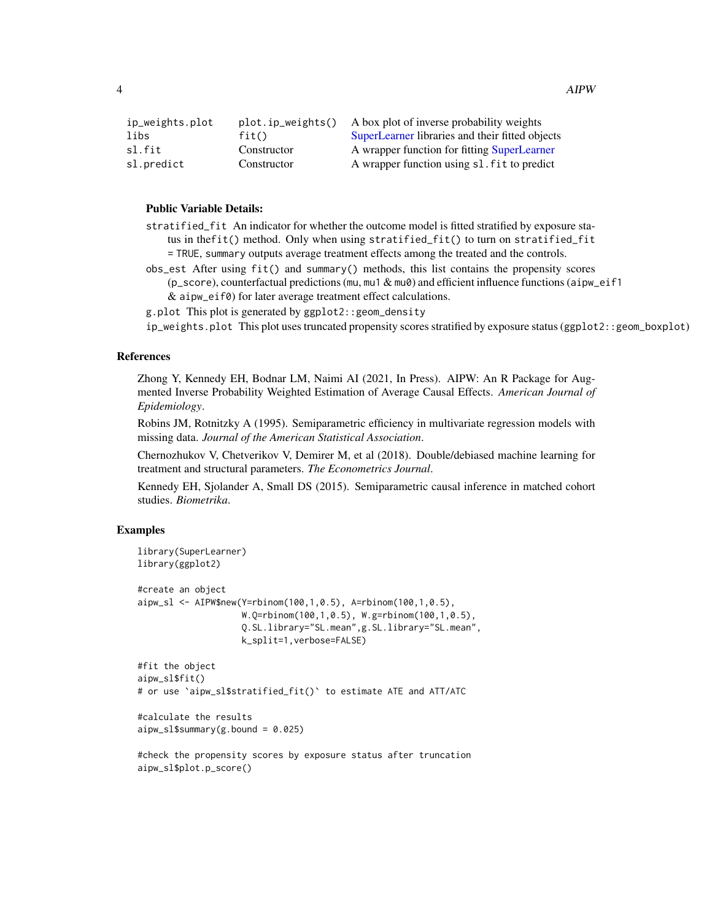| | | |
|---|---|---|
| ip_weights.plot | plot.ip_weights() | A box plot of inverse probability weights |
| libs | fit() | SuperLearner libraries and their fitted objects |
| sl.fit | Constructor | A wrapper function for fitting SuperLearner |
| sl.predict | Constructor | A wrapper function using sl.fit to predict |

**Public Variable Details:**

stratified_fit An indicator for whether the outcome model is fitted stratified by exposure status in the fit() method. Only when using stratified_fit() to turn on stratified_fit = TRUE, summary outputs average treatment effects among the treated and the controls.

obs_est After using fit() and summary() methods, this list contains the propensity scores (p_score), counterfactual predictions (mu, mu1 & mu0) and efficient influence functions (aipw_eif1 & aipw_eif0) for later average treatment effect calculations.

g.plot This plot is generated by ggplot2::geom_density

ip_weights.plot This plot uses truncated propensity scores stratified by exposure status (ggplot2::geom_boxplot)

## References

Zhong Y, Kennedy EH, Bodnar LM, Naimi AI (2021, In Press). AIPW: An R Package for Augmented Inverse Probability Weighted Estimation of Average Causal Effects. *American Journal of Epidemiology*.

Robins JM, Rotnitzky A (1995). Semiparametric efficiency in multivariate regression models with missing data. *Journal of the American Statistical Association*.

Chernozhukov V, Chetverikov V, Demirer M, et al (2018). Double/debiased machine learning for treatment and structural parameters. *The Econometrics Journal*.

Kennedy EH, Sjolander A, Small DS (2015). Semiparametric causal inference in matched cohort studies. *Biometrika*.

## Examples

```
library(SuperLearner)
library(ggplot2)

#create an object
aipw_sl <- AIPW$new(Y=rbinom(100,1,0.5), A=rbinom(100,1,0.5),
                    W.Q=rbinom(100,1,0.5), W.g=rbinom(100,1,0.5),
                    Q.SL.library="SL.mean",g.SL.library="SL.mean",
                    k_split=1,verbose=FALSE)

#fit the object
aipw_sl$fit()
# or use `aipw_sl$stratified_fit()` to estimate ATE and ATT/ATC

#calculate the results
aipw_sl$summary(g.bound = 0.025)

#check the propensity scores by exposure status after truncation
aipw_sl$plot.p_score()
```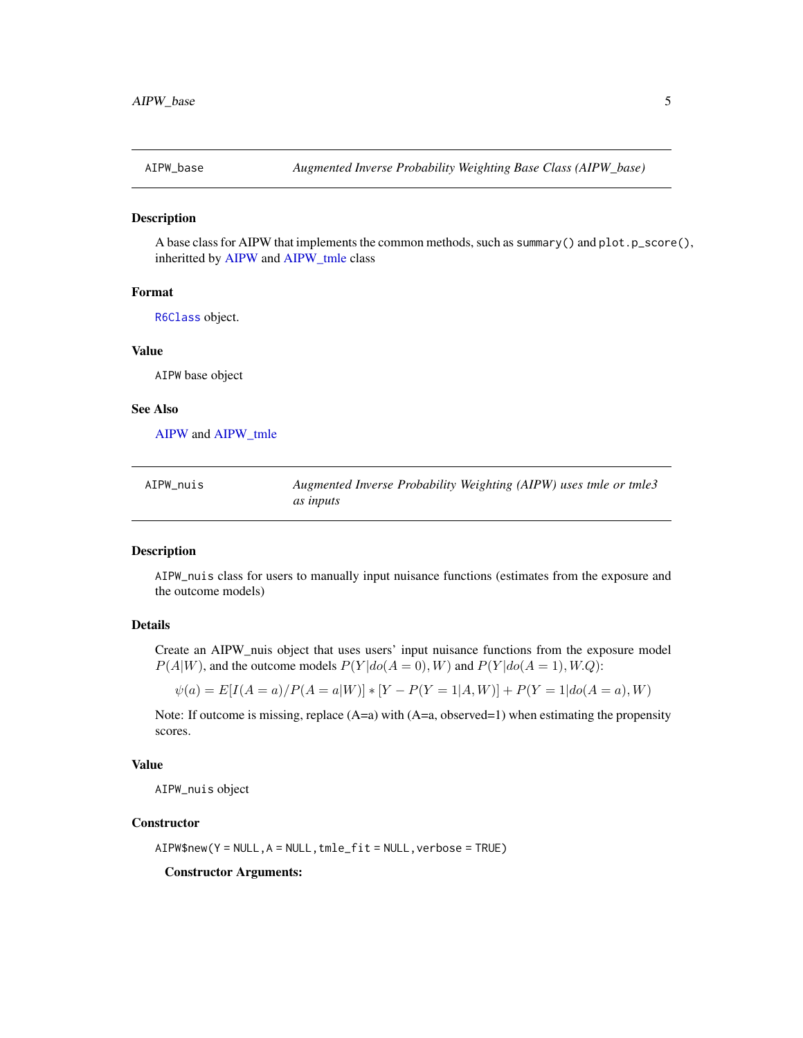## AIPW_base — *Augmented Inverse Probability Weighting Base Class (AIPW_base)*

### Description

A base class for AIPW that implements the common methods, such as `summary()` and `plot.p_score()`, inheritted by AIPW and AIPW_tmle class

### Format

`R6Class` object.

### Value

`AIPW` base object

### See Also

AIPW and AIPW_tmle

## AIPW_nuis — *Augmented Inverse Probability Weighting (AIPW) uses tmle or tmle3 as inputs*

### Description

`AIPW_nuis` class for users to manually input nuisance functions (estimates from the exposure and the outcome models)

### Details

Create an AIPW_nuis object that uses users' input nuisance functions from the exposure model $P(A|W)$, and the outcome models $P(Y|do(A=0), W)$ and $P(Y|do(A=1), W.Q)$:

$$\psi(a) = E[I(A=a)/P(A=a|W)] * [Y - P(Y=1|A,W)] + P(Y=1|do(A=a), W)$$

Note: If outcome is missing, replace (A=a) with (A=a, observed=1) when estimating the propensity scores.

### Value

`AIPW_nuis` object

### Constructor

`AIPW$new(Y = NULL, A = NULL, tmle_fit = NULL, verbose = TRUE)`

#### Constructor Arguments: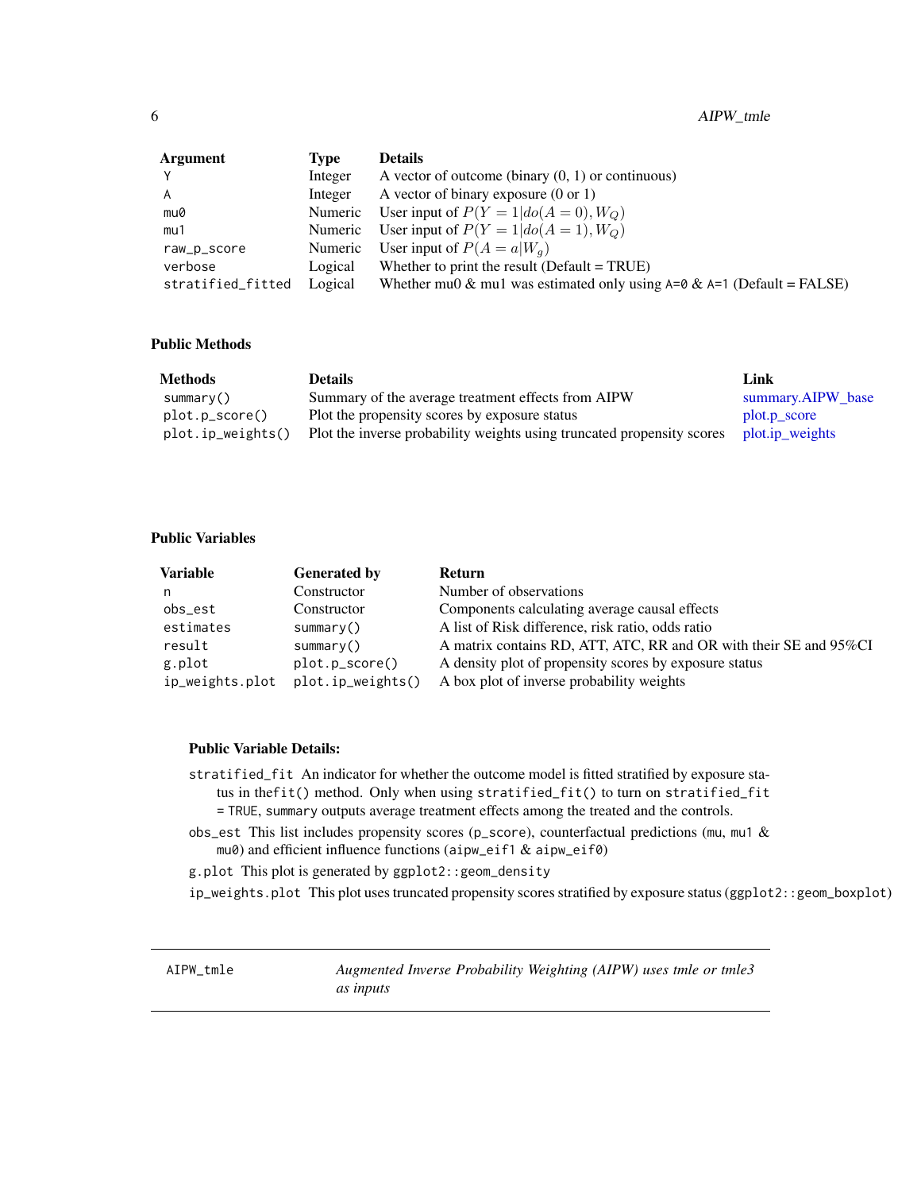| Argument | Type | Details |
|---|---|---|
| `Y` | Integer | A vector of outcome (binary (0, 1) or continuous) |
| `A` | Integer | A vector of binary exposure (0 or 1) |
| `mu0` | Numeric | User input of $P(Y = 1 \vert do(A = 0), W_Q)$ |
| `mu1` | Numeric | User input of $P(Y = 1 \vert do(A = 1), W_Q)$ |
| `raw_p_score` | Numeric | User input of $P(A = a \vert W_g)$ |
| `verbose` | Logical | Whether to print the result (Default = TRUE) |
| `stratified_fitted` | Logical | Whether mu0 & mu1 was estimated only using `A=0` & `A=1` (Default = FALSE) |

### Public Methods

| Methods | Details | Link |
|---|---|---|
| `summary()` | Summary of the average treatment effects from AIPW | summary.AIPW_base |
| `plot.p_score()` | Plot the propensity scores by exposure status | plot.p_score |
| `plot.ip_weights()` | Plot the inverse probability weights using truncated propensity scores | plot.ip_weights |

### Public Variables

| Variable | Generated by | Return |
|---|---|---|
| `n` | Constructor | Number of observations |
| `obs_est` | Constructor | Components calculating average causal effects |
| `estimates` | `summary()` | A list of Risk difference, risk ratio, odds ratio |
| `result` | `summary()` | A matrix contains RD, ATT, ATC, RR and OR with their SE and 95%CI |
| `g.plot` | `plot.p_score()` | A density plot of propensity scores by exposure status |
| `ip_weights.plot` | `plot.ip_weights()` | A box plot of inverse probability weights |

**Public Variable Details:**

`stratified_fit` An indicator for whether the outcome model is fitted stratified by exposure status in the`fit()` method. Only when using `stratified_fit()` to turn on `stratified_fit = TRUE`, `summary` outputs average treatment effects among the treated and the controls.

`obs_est` This list includes propensity scores (`p_score`), counterfactual predictions (`mu`, `mu1` & `mu0`) and efficient influence functions (`aipw_eif1` & `aipw_eif0`)

`g.plot` This plot is generated by `ggplot2::geom_density`

`ip_weights.plot` This plot uses truncated propensity scores stratified by exposure status (`ggplot2::geom_boxplot`)

---

`AIPW_tmle` *Augmented Inverse Probability Weighting (AIPW) uses tmle or tmle3 as inputs*

---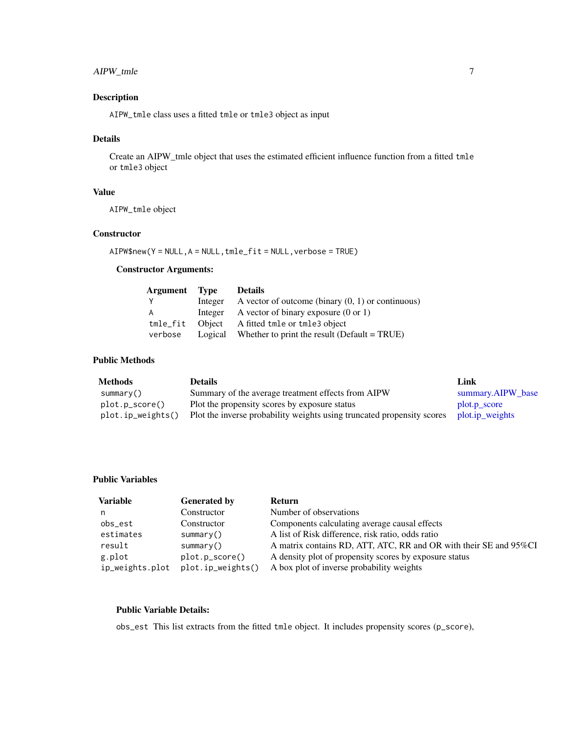## Description

`AIPW_tmle` class uses a fitted `tmle` or `tmle3` object as input

## Details

Create an AIPW_tmle object that uses the estimated efficient influence function from a fitted `tmle` or `tmle3` object

## Value

`AIPW_tmle` object

## Constructor

`AIPW$new(Y = NULL, A = NULL, tmle_fit = NULL, verbose = TRUE)`

### Constructor Arguments:

| Argument | Type | Details |
|---|---|---|
| `Y` | Integer | A vector of outcome (binary (0, 1) or continuous) |
| `A` | Integer | A vector of binary exposure (0 or 1) |
| `tmle_fit` | Object | A fitted `tmle` or `tmle3` object |
| `verbose` | Logical | Whether to print the result (Default = TRUE) |

## Public Methods

| Methods | Details | Link |
|---|---|---|
| `summary()` | Summary of the average treatment effects from AIPW | summary.AIPW_base |
| `plot.p_score()` | Plot the propensity scores by exposure status | plot.p_score |
| `plot.ip_weights()` | Plot the inverse probability weights using truncated propensity scores | plot.ip_weights |

## Public Variables

| Variable | Generated by | Return |
|---|---|---|
| `n` | Constructor | Number of observations |
| `obs_est` | Constructor | Components calculating average causal effects |
| `estimates` | `summary()` | A list of Risk difference, risk ratio, odds ratio |
| `result` | `summary()` | A matrix contains RD, ATT, ATC, RR and OR with their SE and 95%CI |
| `g.plot` | `plot.p_score()` | A density plot of propensity scores by exposure status |
| `ip_weights.plot` | `plot.ip_weights()` | A box plot of inverse probability weights |

### Public Variable Details:

`obs_est` This list extracts from the fitted `tmle` object. It includes propensity scores (`p_score`),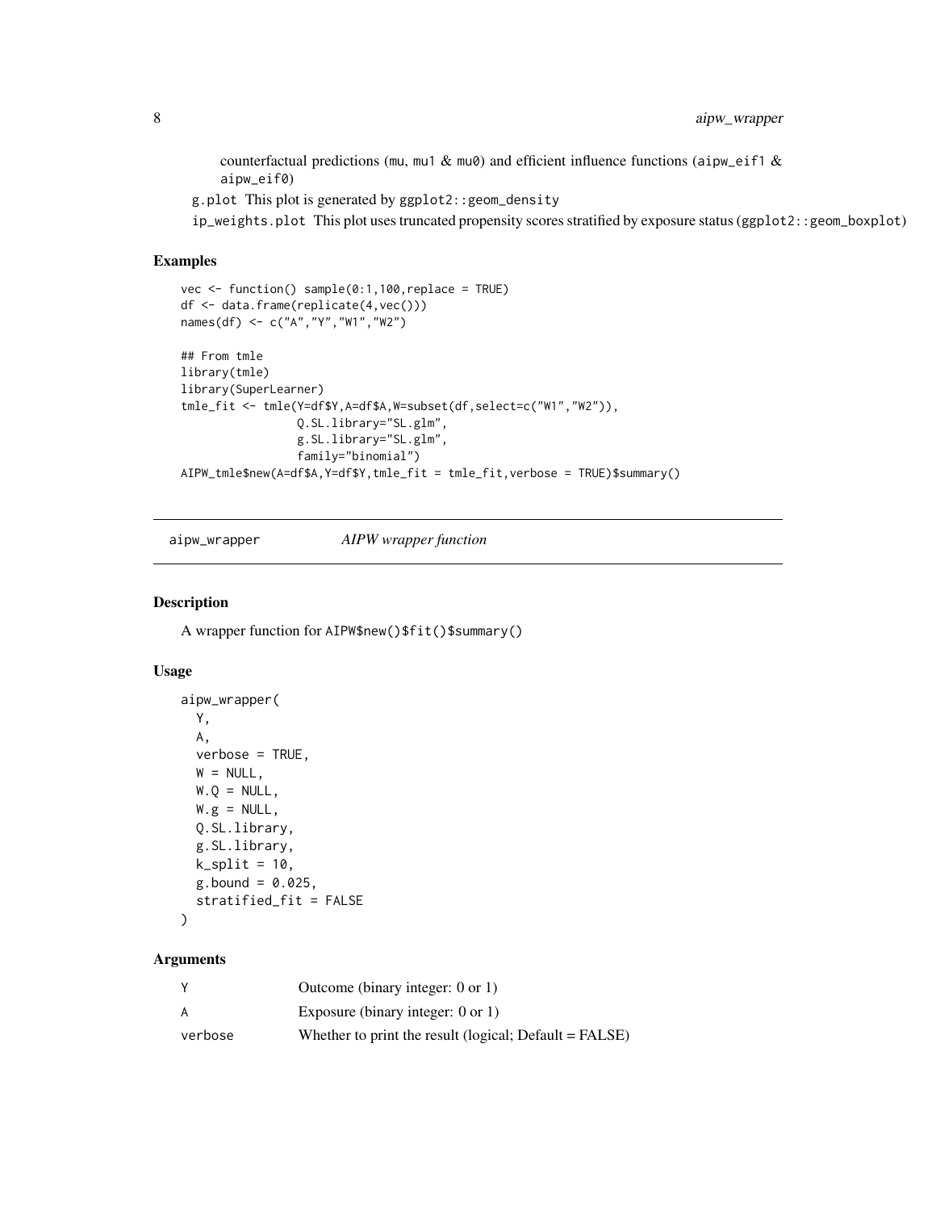counterfactual predictions (mu, mu1 & mu0) and efficient influence functions (aipw_eif1 & aipw_eif0)

g.plot This plot is generated by ggplot2::geom_density

ip_weights.plot This plot uses truncated propensity scores stratified by exposure status (ggplot2::geom_boxplot)

### Examples

```
vec <- function() sample(0:1,100,replace = TRUE)
df <- data.frame(replicate(4,vec()))
names(df) <- c("A","Y","W1","W2")

## From tmle
library(tmle)
library(SuperLearner)
tmle_fit <- tmle(Y=df$Y,A=df$A,W=subset(df,select=c("W1","W2")),
                 Q.SL.library="SL.glm",
                 g.SL.library="SL.glm",
                 family="binomial")
AIPW_tmle$new(A=df$A,Y=df$Y,tmle_fit = tmle_fit,verbose = TRUE)$summary()
```

---

## aipw_wrapper *AIPW wrapper function*

### Description

A wrapper function for AIPW$new()$fit()$summary()

### Usage

```
aipw_wrapper(
  Y,
  A,
  verbose = TRUE,
  W = NULL,
  W.Q = NULL,
  W.g = NULL,
  Q.SL.library,
  g.SL.library,
  k_split = 10,
  g.bound = 0.025,
  stratified_fit = FALSE
)
```

### Arguments

| | |
|---|---|
| Y | Outcome (binary integer: 0 or 1) |
| A | Exposure (binary integer: 0 or 1) |
| verbose | Whether to print the result (logical; Default = FALSE) |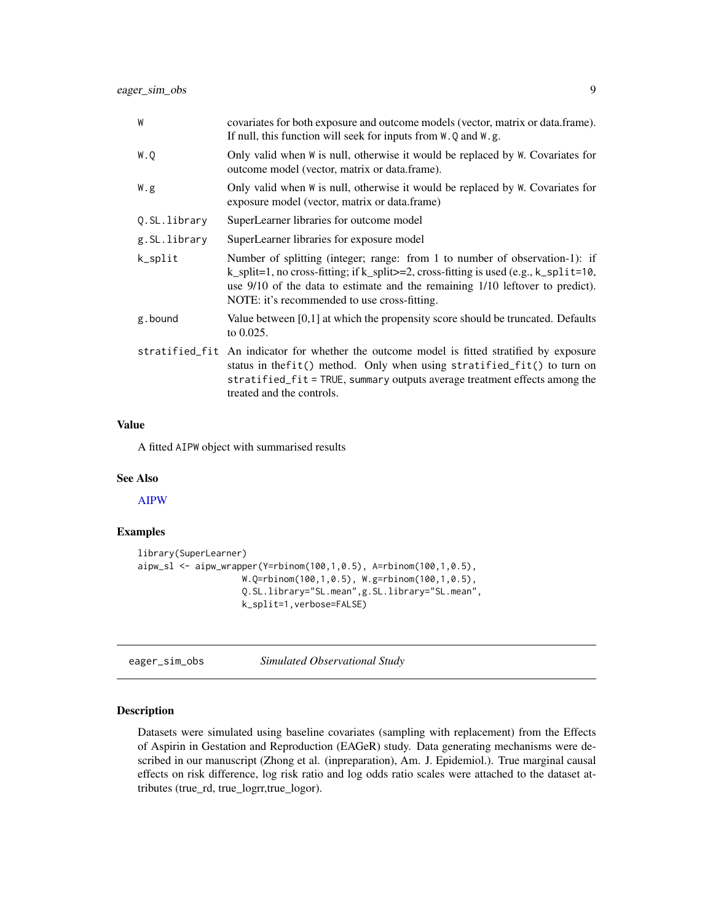| | |
|---|---|
| W | covariates for both exposure and outcome models (vector, matrix or data.frame). If null, this function will seek for inputs from W.Q and W.g. |
| W.Q | Only valid when W is null, otherwise it would be replaced by W. Covariates for outcome model (vector, matrix or data.frame). |
| W.g | Only valid when W is null, otherwise it would be replaced by W. Covariates for exposure model (vector, matrix or data.frame) |
| Q.SL.library | SuperLearner libraries for outcome model |
| g.SL.library | SuperLearner libraries for exposure model |
| k_split | Number of splitting (integer; range: from 1 to number of observation-1): if k_split=1, no cross-fitting; if k_split>=2, cross-fitting is used (e.g., k_split=10, use 9/10 of the data to estimate and the remaining 1/10 leftover to predict). NOTE: it's recommended to use cross-fitting. |
| g.bound | Value between [0,1] at which the propensity score should be truncated. Defaults to 0.025. |
| stratified_fit | An indicator for whether the outcome model is fitted stratified by exposure status in thefit() method. Only when using stratified_fit() to turn on stratified_fit = TRUE, summary outputs average treatment effects among the treated and the controls. |

### Value

A fitted AIPW object with summarised results

### See Also

AIPW

### Examples

```
library(SuperLearner)
aipw_sl <- aipw_wrapper(Y=rbinom(100,1,0.5), A=rbinom(100,1,0.5),
                    W.Q=rbinom(100,1,0.5), W.g=rbinom(100,1,0.5),
                    Q.SL.library="SL.mean",g.SL.library="SL.mean",
                    k_split=1,verbose=FALSE)
```

## eager_sim_obs *Simulated Observational Study*

### Description

Datasets were simulated using baseline covariates (sampling with replacement) from the Effects of Aspirin in Gestation and Reproduction (EAGeR) study. Data generating mechanisms were described in our manuscript (Zhong et al. (inpreparation), Am. J. Epidemiol.). True marginal causal effects on risk difference, log risk ratio and log odds ratio scales were attached to the dataset attributes (true_rd, true_logrr,true_logor).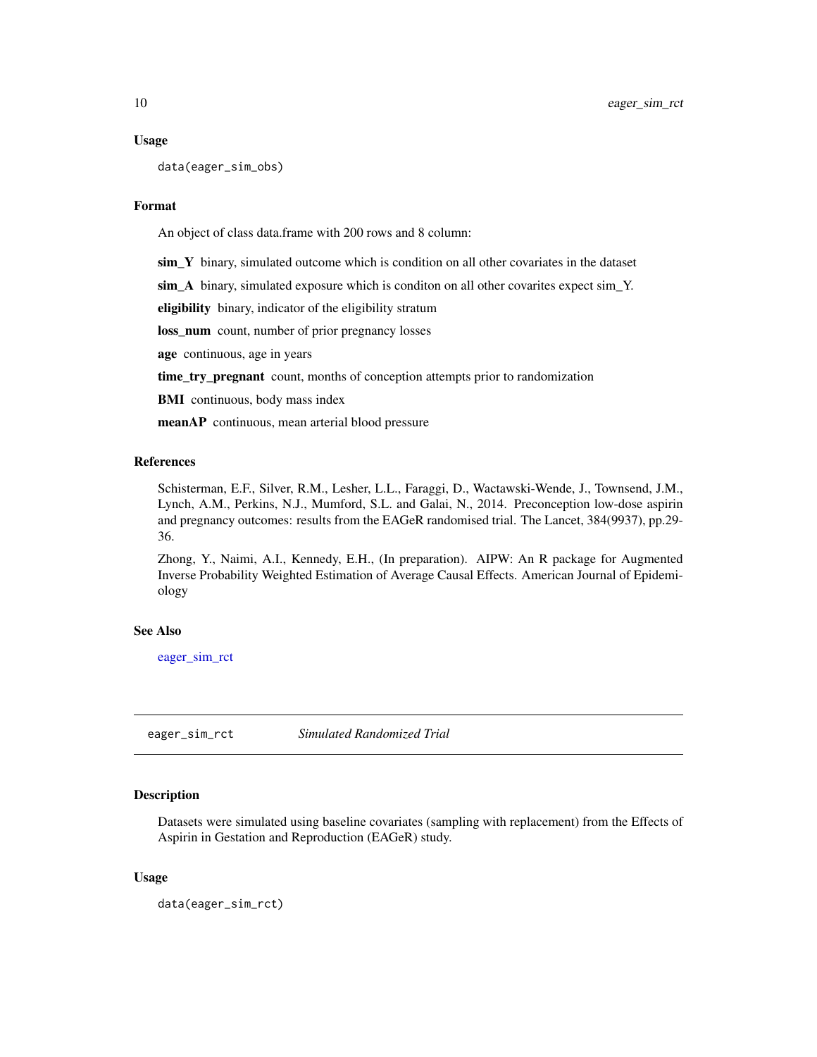### Usage

```
data(eager_sim_obs)
```

### Format

An object of class data.frame with 200 rows and 8 column:

**sim_Y** binary, simulated outcome which is condition on all other covariates in the dataset

**sim_A** binary, simulated exposure which is conditon on all other covarites expect sim_Y.

**eligibility** binary, indicator of the eligibility stratum

**loss_num** count, number of prior pregnancy losses

**age** continuous, age in years

**time_try_pregnant** count, months of conception attempts prior to randomization

**BMI** continuous, body mass index

**meanAP** continuous, mean arterial blood pressure

### References

Schisterman, E.F., Silver, R.M., Lesher, L.L., Faraggi, D., Wactawski-Wende, J., Townsend, J.M., Lynch, A.M., Perkins, N.J., Mumford, S.L. and Galai, N., 2014. Preconception low-dose aspirin and pregnancy outcomes: results from the EAGeR randomised trial. The Lancet, 384(9937), pp.29-36.

Zhong, Y., Naimi, A.I., Kennedy, E.H., (In preparation). AIPW: An R package for Augmented Inverse Probability Weighted Estimation of Average Causal Effects. American Journal of Epidemiology

### See Also

eager_sim_rct

---

## eager_sim_rct *Simulated Randomized Trial*

### Description

Datasets were simulated using baseline covariates (sampling with replacement) from the Effects of Aspirin in Gestation and Reproduction (EAGeR) study.

### Usage

```
data(eager_sim_rct)
```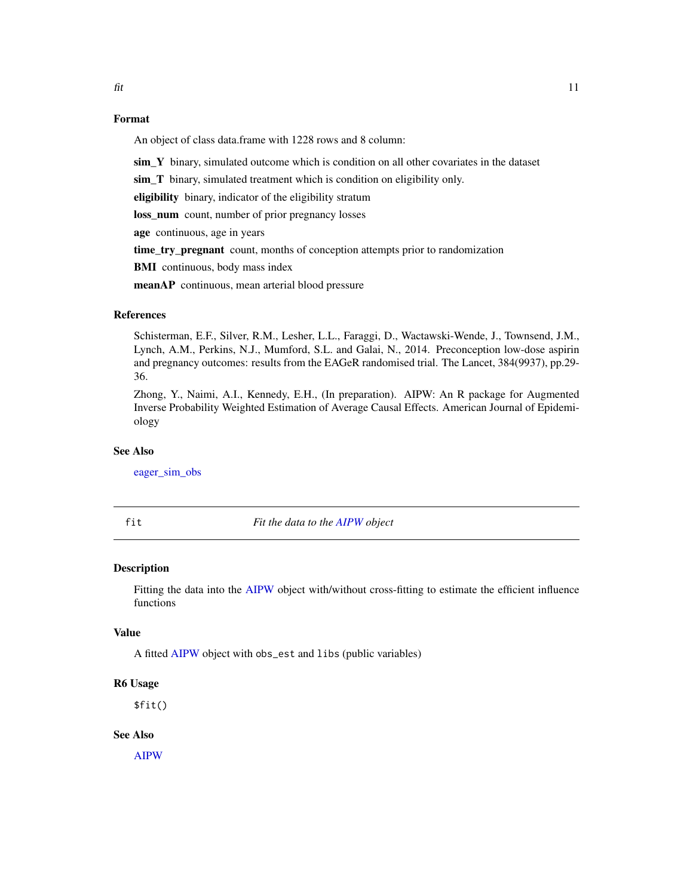### Format

An object of class data.frame with 1228 rows and 8 column:

**sim_Y** binary, simulated outcome which is condition on all other covariates in the dataset

**sim_T** binary, simulated treatment which is condition on eligibility only.

**eligibility** binary, indicator of the eligibility stratum

**loss_num** count, number of prior pregnancy losses

**age** continuous, age in years

**time_try_pregnant** count, months of conception attempts prior to randomization

**BMI** continuous, body mass index

**meanAP** continuous, mean arterial blood pressure

### References

Schisterman, E.F., Silver, R.M., Lesher, L.L., Faraggi, D., Wactawski-Wende, J., Townsend, J.M., Lynch, A.M., Perkins, N.J., Mumford, S.L. and Galai, N., 2014. Preconception low-dose aspirin and pregnancy outcomes: results from the EAGeR randomised trial. The Lancet, 384(9937), pp.29-36.

Zhong, Y., Naimi, A.I., Kennedy, E.H., (In preparation). AIPW: An R package for Augmented Inverse Probability Weighted Estimation of Average Causal Effects. American Journal of Epidemiology

### See Also

eager_sim_obs

---

## fit — *Fit the data to the AIPW object*

### Description

Fitting the data into the AIPW object with/without cross-fitting to estimate the efficient influence functions

### Value

A fitted AIPW object with `obs_est` and `libs` (public variables)

### R6 Usage

```
$fit()
```

### See Also

AIPW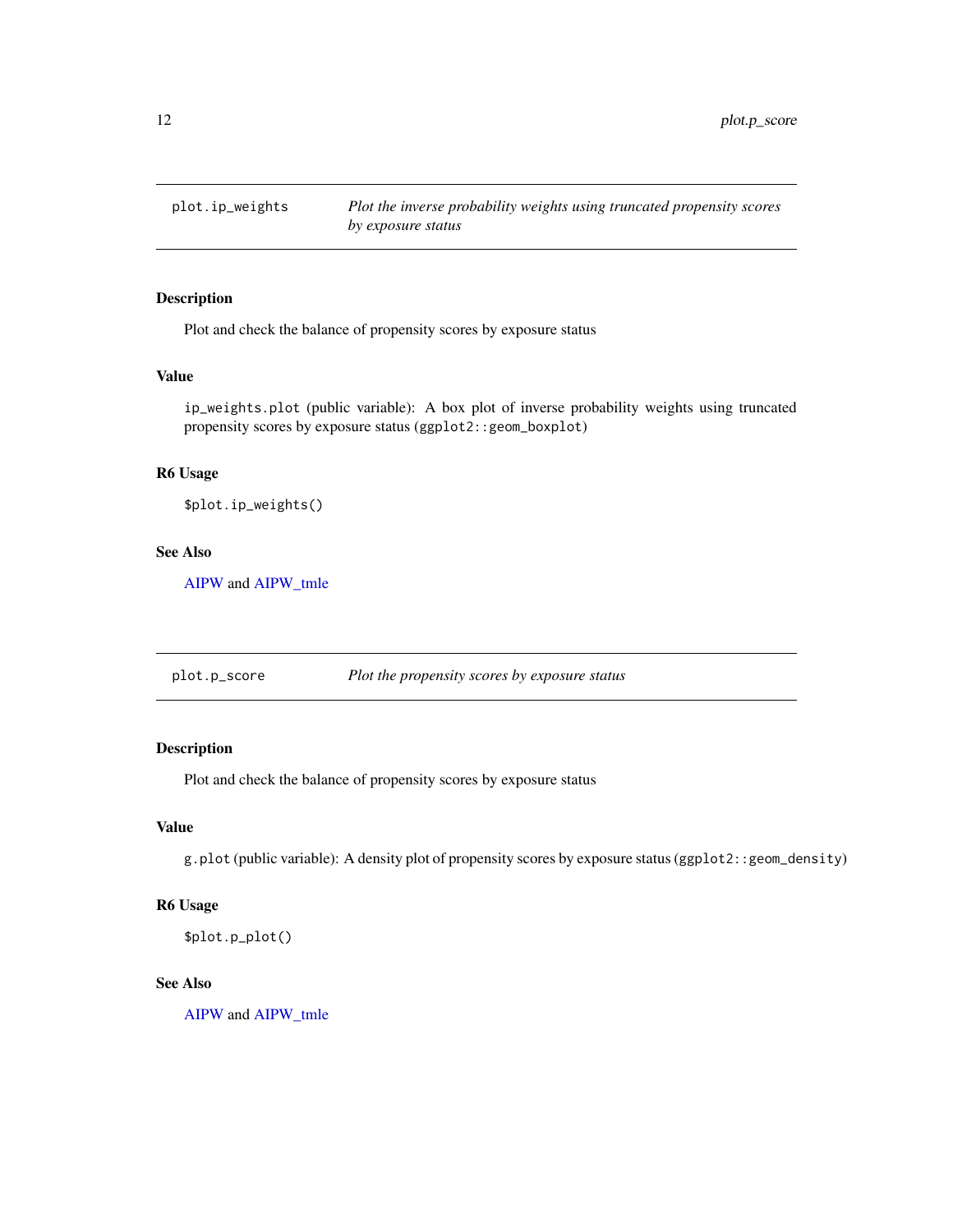## plot.ip_weights — *Plot the inverse probability weights using truncated propensity scores by exposure status*

### Description

Plot and check the balance of propensity scores by exposure status

### Value

`ip_weights.plot` (public variable): A box plot of inverse probability weights using truncated propensity scores by exposure status (`ggplot2::geom_boxplot`)

### R6 Usage

`$plot.ip_weights()`

### See Also

AIPW and AIPW_tmle

## plot.p_score — *Plot the propensity scores by exposure status*

### Description

Plot and check the balance of propensity scores by exposure status

### Value

`g.plot` (public variable): A density plot of propensity scores by exposure status (`ggplot2::geom_density`)

### R6 Usage

`$plot.p_plot()`

### See Also

AIPW and AIPW_tmle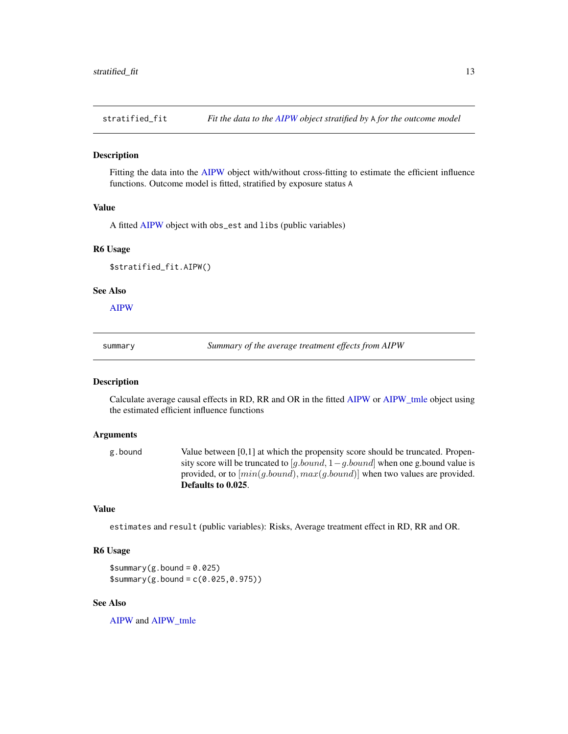## stratified_fit — *Fit the data to the AIPW object stratified by A for the outcome model*

### Description

Fitting the data into the AIPW object with/without cross-fitting to estimate the efficient influence functions. Outcome model is fitted, stratified by exposure status `A`

### Value

A fitted AIPW object with `obs_est` and `libs` (public variables)

### R6 Usage

```
$stratified_fit.AIPW()
```

### See Also

AIPW

## summary — *Summary of the average treatment effects from AIPW*

### Description

Calculate average causal effects in RD, RR and OR in the fitted AIPW or AIPW_tmle object using the estimated efficient influence functions

### Arguments

| | |
|---|---|
| `g.bound` | Value between [0,1] at which the propensity score should be truncated. Propensity score will be truncated to $[g.bound, 1-g.bound]$ when one g.bound value is provided, or to $[min(g.bound), max(g.bound)]$ when two values are provided. **Defaults to 0.025**. |

### Value

`estimates` and `result` (public variables): Risks, Average treatment effect in RD, RR and OR.

### R6 Usage

```
$summary(g.bound = 0.025)
$summary(g.bound = c(0.025,0.975))
```

### See Also

AIPW and AIPW_tmle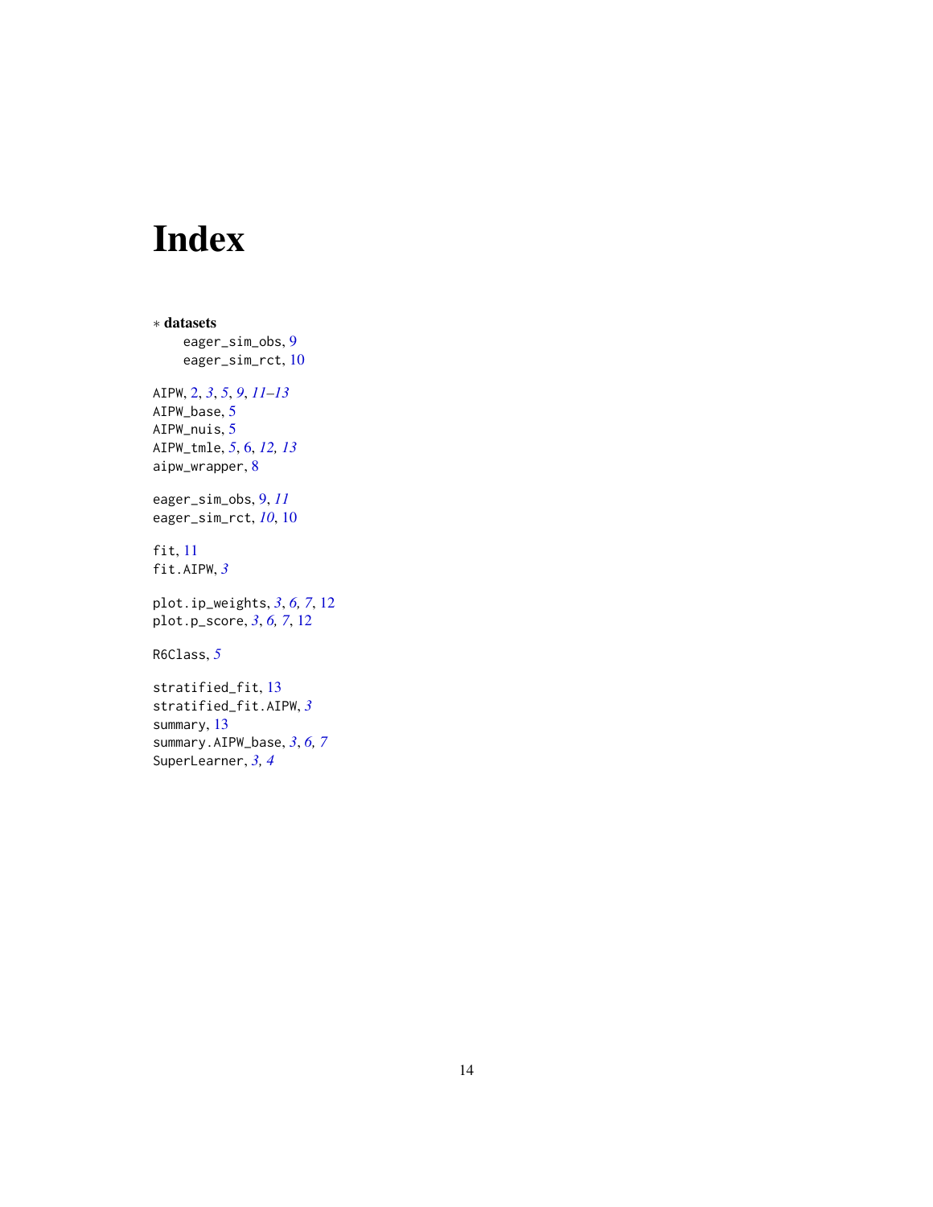# Index

∗ **datasets**

  eager_sim_obs, 9
  eager_sim_rct, 10

AIPW, 2, *3*, *5*, *9*, *11–13*
AIPW_base, 5
AIPW_nuis, 5
AIPW_tmle, *5*, 6, *12, 13*
aipw_wrapper, 8

eager_sim_obs, 9, *11*
eager_sim_rct, *10*, 10

fit, 11
fit.AIPW, *3*

plot.ip_weights, *3*, *6, 7*, 12
plot.p_score, *3*, *6, 7*, 12

R6Class, *5*

stratified_fit, 13
stratified_fit.AIPW, *3*
summary, 13
summary.AIPW_base, *3*, *6, 7*
SuperLearner, *3, 4*